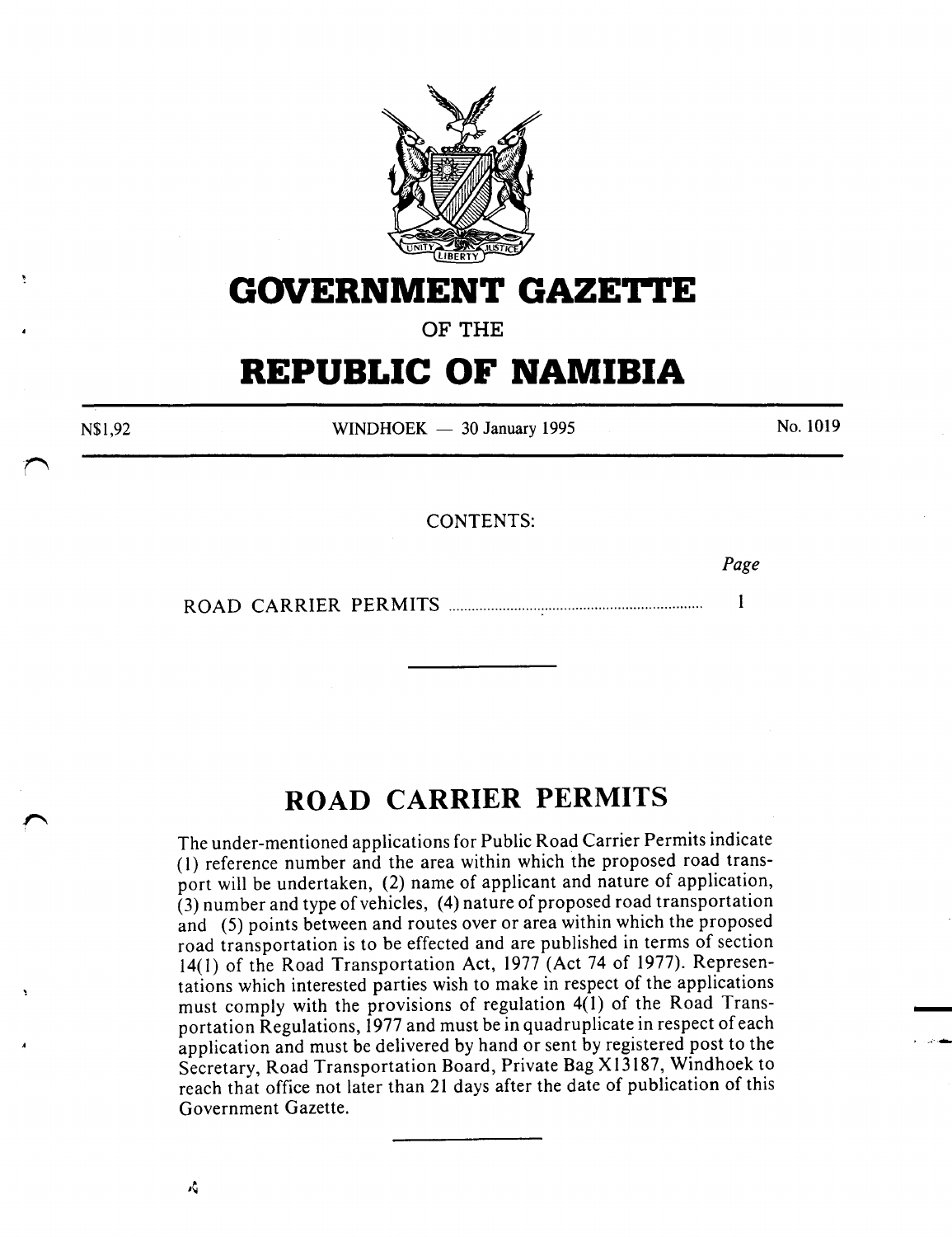# GOVERNMENT GAZETTE

OF THE

# REPUBLIC OF NAMIBIA

N$1,92 | WINDHOEK — 30 January 1995 | No. 1019

CONTENTS:

| | Page |
|---|---|
| ROAD CARRIER PERMITS | 1 |

---

## ROAD CARRIER PERMITS

The under-mentioned applications for Public Road Carrier Permits indicate (1) reference number and the area within which the proposed road transport will be undertaken, (2) name of applicant and nature of application, (3) number and type of vehicles, (4) nature of proposed road transportation and (5) points between and routes over or area within which the proposed road transportation is to be effected and are published in terms of section 14(1) of the Road Transportation Act, 1977 (Act 74 of 1977). Representations which interested parties wish to make in respect of the applications must comply with the provisions of regulation 4(1) of the Road Transportation Regulations, 1977 and must be in quadruplicate in respect of each application and must be delivered by hand or sent by registered post to the Secretary, Road Transportation Board, Private Bag X13187, Windhoek to reach that office not later than 21 days after the date of publication of this Government Gazette.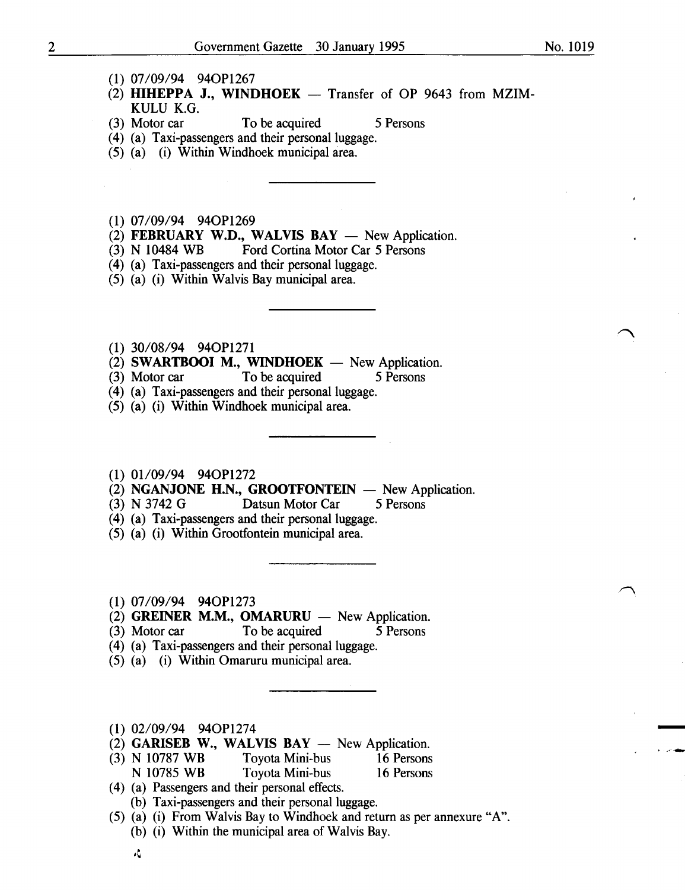(1) 07/09/94 94OP1267
(2) **HIHEPPA J., WINDHOEK** — Transfer of OP 9643 from MZIMKULU K.G.
(3) Motor car To be acquired 5 Persons
(4) (a) Taxi-passengers and their personal luggage.
(5) (a) (i) Within Windhoek municipal area.

---

(1) 07/09/94 94OP1269
(2) **FEBRUARY W.D., WALVIS BAY** — New Application.
(3) N 10484 WB Ford Cortina Motor Car 5 Persons
(4) (a) Taxi-passengers and their personal luggage.
(5) (a) (i) Within Walvis Bay municipal area.

---

(1) 30/08/94 94OP1271
(2) **SWARTBOOI M., WINDHOEK** — New Application.
(3) Motor car To be acquired 5 Persons
(4) (a) Taxi-passengers and their personal luggage.
(5) (a) (i) Within Windhoek municipal area.

---

(1) 01/09/94 94OP1272
(2) **NGANJONE H.N., GROOTFONTEIN** — New Application.
(3) N 3742 G Datsun Motor Car 5 Persons
(4) (a) Taxi-passengers and their personal luggage.
(5) (a) (i) Within Grootfontein municipal area.

---

(1) 07/09/94 94OP1273
(2) **GREINER M.M., OMARURU** — New Application.
(3) Motor car To be acquired 5 Persons
(4) (a) Taxi-passengers and their personal luggage.
(5) (a) (i) Within Omaruru municipal area.

---

(1) 02/09/94 94OP1274
(2) **GARISEB W., WALVIS BAY** — New Application.
(3) N 10787 WB Toyota Mini-bus 16 Persons
N 10785 WB Toyota Mini-bus 16 Persons
(4) (a) Passengers and their personal effects.
(b) Taxi-passengers and their personal luggage.
(5) (a) (i) From Walvis Bay to Windhoek and return as per annexure "A".
(b) (i) Within the municipal area of Walvis Bay.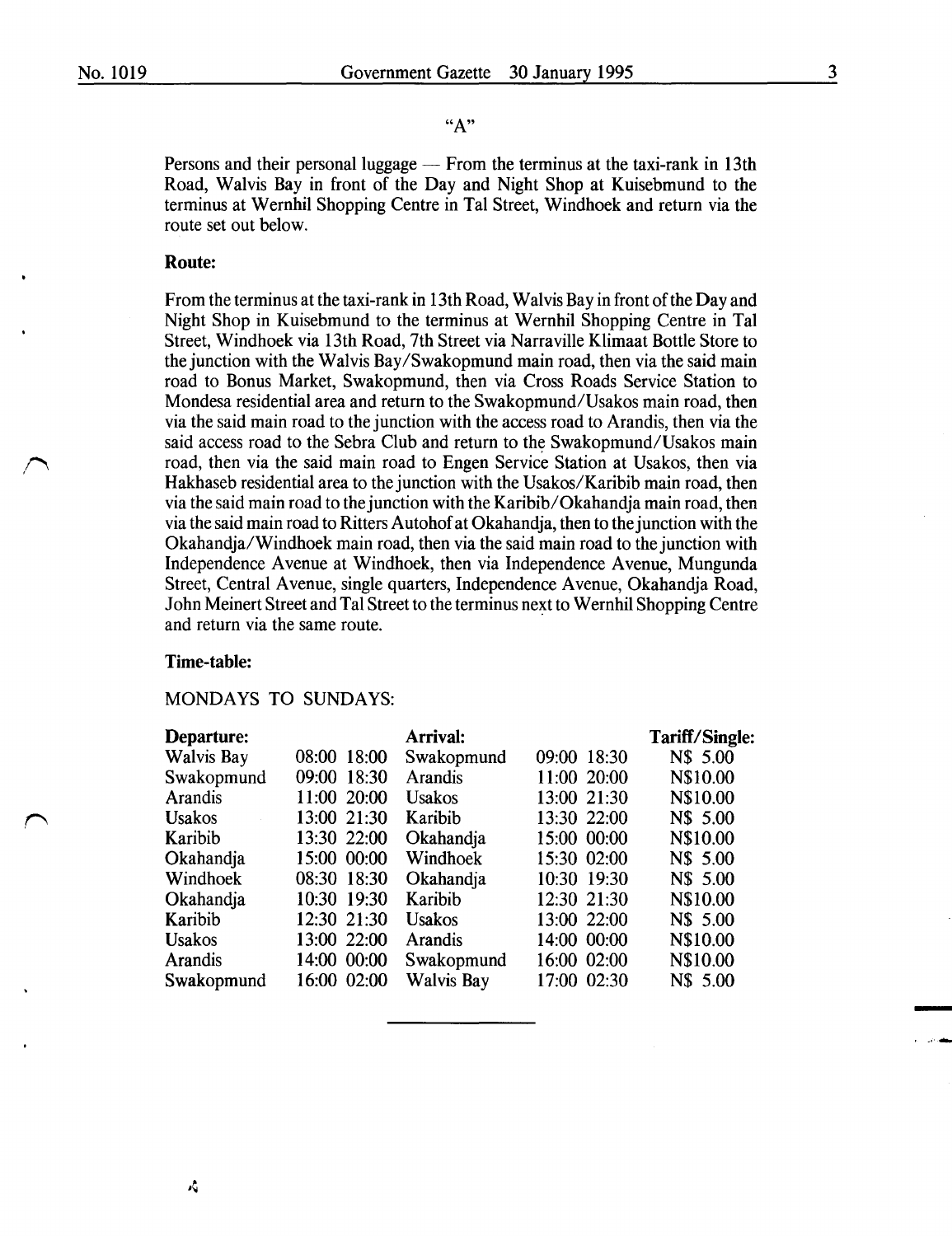"A"

Persons and their personal luggage — From the terminus at the taxi-rank in 13th Road, Walvis Bay in front of the Day and Night Shop at Kuisebmund to the terminus at Wernhil Shopping Centre in Tal Street, Windhoek and return via the route set out below.

**Route:**

From the terminus at the taxi-rank in 13th Road, Walvis Bay in front of the Day and Night Shop in Kuisebmund to the terminus at Wernhil Shopping Centre in Tal Street, Windhoek via 13th Road, 7th Street via Narraville Klimaat Bottle Store to the junction with the Walvis Bay/Swakopmund main road, then via the said main road to Bonus Market, Swakopmund, then via Cross Roads Service Station to Mondesa residential area and return to the Swakopmund/Usakos main road, then via the said main road to the junction with the access road to Arandis, then via the said access road to the Sebra Club and return to the Swakopmund/Usakos main road, then via the said main road to Engen Service Station at Usakos, then via Hakhaseb residential area to the junction with the Usakos/Karibib main road, then via the said main road to the junction with the Karibib/Okahandja main road, then via the said main road to Ritters Autohof at Okahandja, then to the junction with the Okahandja/Windhoek main road, then via the said main road to the junction with Independence Avenue at Windhoek, then via Independence Avenue, Mungunda Street, Central Avenue, single quarters, Independence Avenue, Okahandja Road, John Meinert Street and Tal Street to the terminus next to Wernhil Shopping Centre and return via the same route.

**Time-table:**

MONDAYS TO SUNDAYS:

| **Departure:** | | | **Arrival:** | | | **Tariff/Single:** |
|---|---|---|---|---|---|---|
| Walvis Bay | 08:00 | 18:00 | Swakopmund | 09:00 | 18:30 | N$ 5.00 |
| Swakopmund | 09:00 | 18:30 | Arandis | 11:00 | 20:00 | N$10.00 |
| Arandis | 11:00 | 20:00 | Usakos | 13:00 | 21:30 | N$10.00 |
| Usakos | 13:00 | 21:30 | Karibib | 13:30 | 22:00 | N$ 5.00 |
| Karibib | 13:30 | 22:00 | Okahandja | 15:00 | 00:00 | N$10.00 |
| Okahandja | 15:00 | 00:00 | Windhoek | 15:30 | 02:00 | N$ 5.00 |
| Windhoek | 08:30 | 18:30 | Okahandja | 10:30 | 19:30 | N$ 5.00 |
| Okahandja | 10:30 | 19:30 | Karibib | 12:30 | 21:30 | N$10.00 |
| Karibib | 12:30 | 21:30 | Usakos | 13:00 | 22:00 | N$ 5.00 |
| Usakos | 13:00 | 22:00 | Arandis | 14:00 | 00:00 | N$10.00 |
| Arandis | 14:00 | 00:00 | Swakopmund | 16:00 | 02:00 | N$10.00 |
| Swakopmund | 16:00 | 02:00 | Walvis Bay | 17:00 | 02:30 | N$ 5.00 |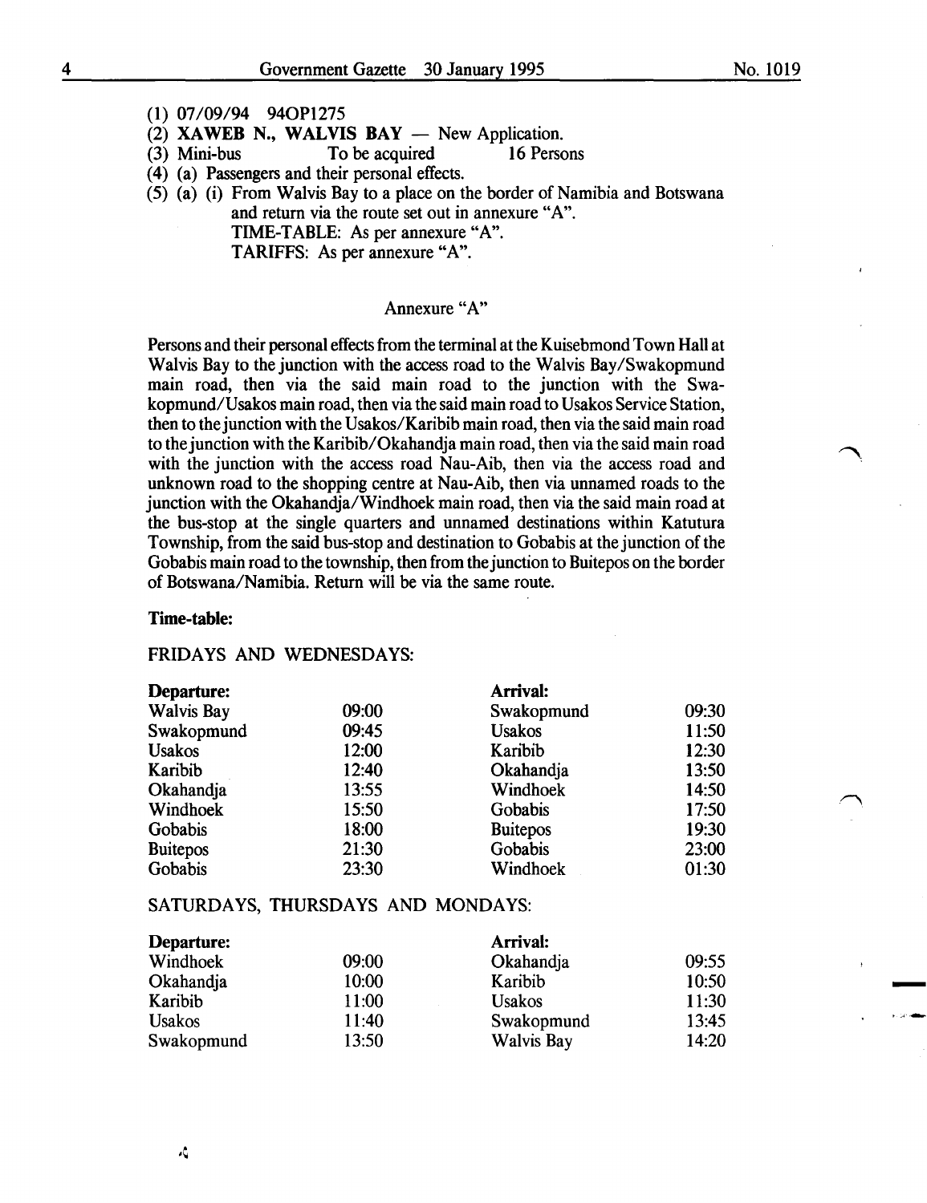(1) 07/09/94 94OP1275

(2) **XAWEB N., WALVIS BAY** — New Application.

(3) Mini-bus To be acquired 16 Persons

(4) (a) Passengers and their personal effects.

(5) (a) (i) From Walvis Bay to a place on the border of Namibia and Botswana and return via the route set out in annexure "A".
TIME-TABLE: As per annexure "A".
TARIFFS: As per annexure "A".

Annexure "A"

Persons and their personal effects from the terminal at the Kuisebmond Town Hall at Walvis Bay to the junction with the access road to the Walvis Bay/Swakopmund main road, then via the said main road to the junction with the Swakopmund/Usakos main road, then via the said main road to Usakos Service Station, then to the junction with the Usakos/Karibib main road, then via the said main road to the junction with the Karibib/Okahandja main road, then via the said main road with the junction with the access road Nau-Aib, then via the access road and unknown road to the shopping centre at Nau-Aib, then via unnamed roads to the junction with the Okahandja/Windhoek main road, then via the said main road at the bus-stop at the single quarters and unnamed destinations within Katutura Township, from the said bus-stop and destination to Gobabis at the junction of the Gobabis main road to the township, then from the junction to Buitepos on the border of Botswana/Namibia. Return will be via the same route.

**Time-table:**

FRIDAYS AND WEDNESDAYS:

| **Departure:** | | **Arrival:** | |
|---|---|---|---|
| Walvis Bay | 09:00 | Swakopmund | 09:30 |
| Swakopmund | 09:45 | Usakos | 11:50 |
| Usakos | 12:00 | Karibib | 12:30 |
| Karibib | 12:40 | Okahandja | 13:50 |
| Okahandja | 13:55 | Windhoek | 14:50 |
| Windhoek | 15:50 | Gobabis | 17:50 |
| Gobabis | 18:00 | Buitepos | 19:30 |
| Buitepos | 21:30 | Gobabis | 23:00 |
| Gobabis | 23:30 | Windhoek | 01:30 |

SATURDAYS, THURSDAYS AND MONDAYS:

| **Departure:** | | **Arrival:** | |
|---|---|---|---|
| Windhoek | 09:00 | Okahandja | 09:55 |
| Okahandja | 10:00 | Karibib | 10:50 |
| Karibib | 11:00 | Usakos | 11:30 |
| Usakos | 11:40 | Swakopmund | 13:45 |
| Swakopmund | 13:50 | Walvis Bay | 14:20 |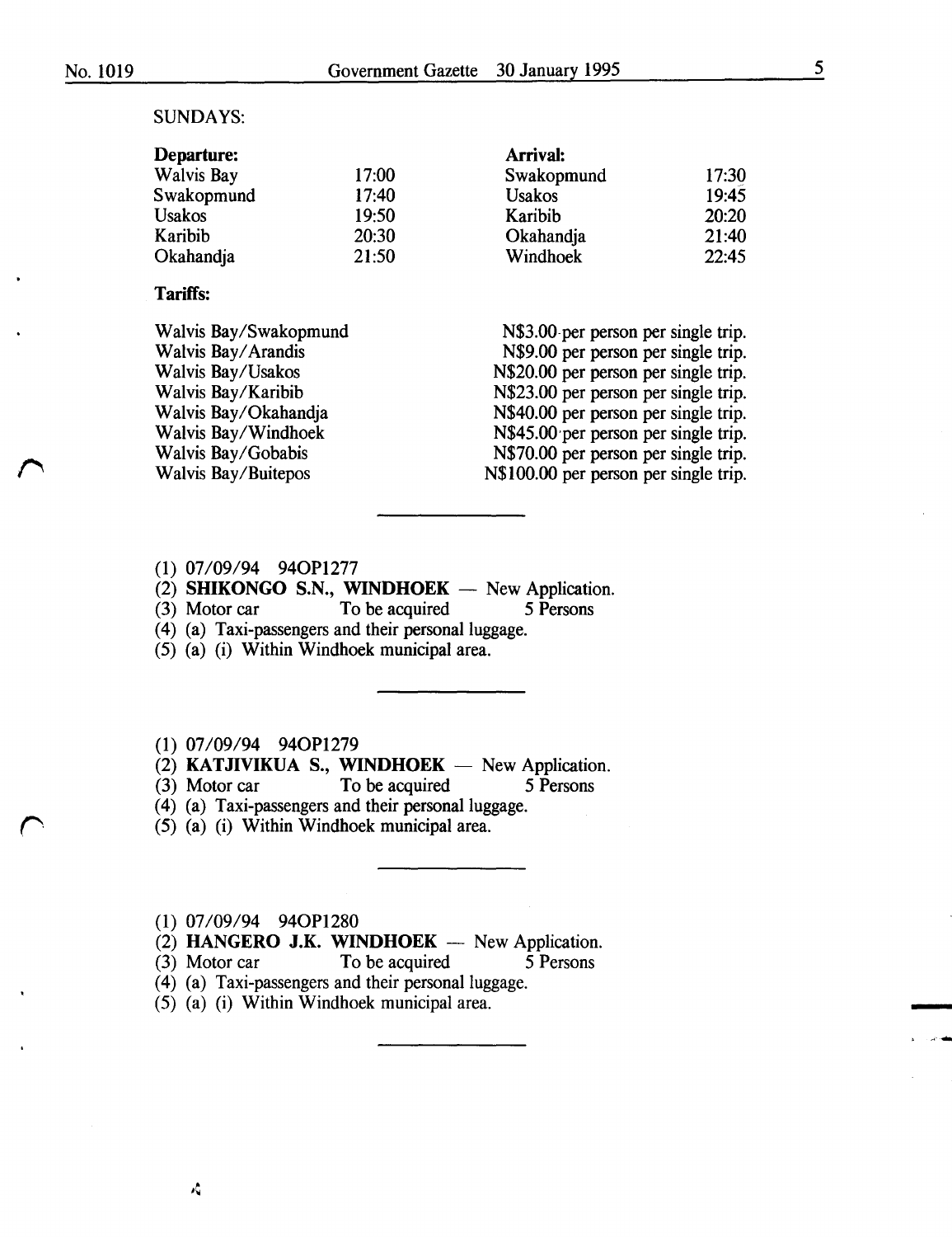SUNDAYS:

| Departure: | | Arrival: | |
|---|---|---|---|
| Walvis Bay | 17:00 | Swakopmund | 17:30 |
| Swakopmund | 17:40 | Usakos | 19:45 |
| Usakos | 19:50 | Karibib | 20:20 |
| Karibib | 20:30 | Okahandja | 21:40 |
| Okahandja | 21:50 | Windhoek | 22:45 |

**Tariffs:**

| | |
|---|---|
| Walvis Bay/Swakopmund | N$3.00 per person per single trip. |
| Walvis Bay/Arandis | N$9.00 per person per single trip. |
| Walvis Bay/Usakos | N$20.00 per person per single trip. |
| Walvis Bay/Karibib | N$23.00 per person per single trip. |
| Walvis Bay/Okahandja | N$40.00 per person per single trip. |
| Walvis Bay/Windhoek | N$45.00 per person per single trip. |
| Walvis Bay/Gobabis | N$70.00 per person per single trip. |
| Walvis Bay/Buitepos | N$100.00 per person per single trip. |

---

(1) 07/09/94 94OP1277
(2) **SHIKONGO S.N., WINDHOEK** — New Application.
(3) Motor car To be acquired 5 Persons
(4) (a) Taxi-passengers and their personal luggage.
(5) (a) (i) Within Windhoek municipal area.

---

(1) 07/09/94 94OP1279
(2) **KATJIVIKUA S., WINDHOEK** — New Application.
(3) Motor car To be acquired 5 Persons
(4) (a) Taxi-passengers and their personal luggage.
(5) (a) (i) Within Windhoek municipal area.

---

(1) 07/09/94 94OP1280
(2) **HANGERO J.K. WINDHOEK** — New Application.
(3) Motor car To be acquired 5 Persons
(4) (a) Taxi-passengers and their personal luggage.
(5) (a) (i) Within Windhoek municipal area.

---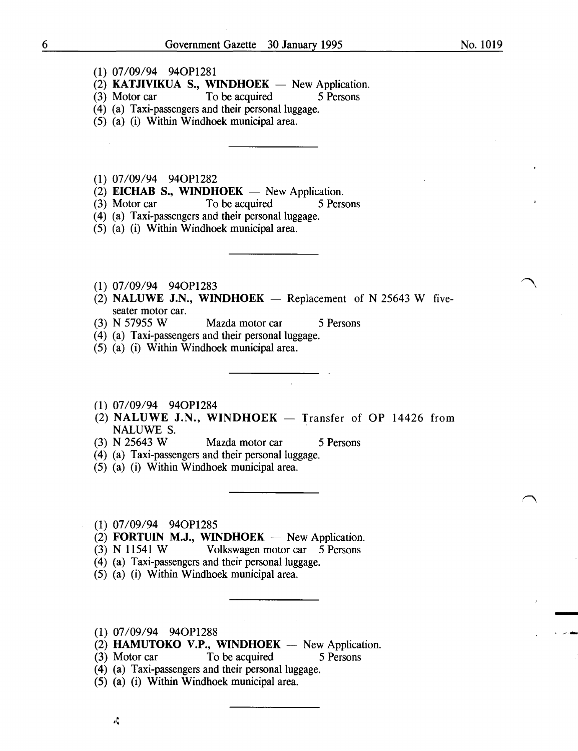(1) 07/09/94 94OP1281
(2) **KATJIVIKUA S., WINDHOEK** — New Application.
(3) Motor car To be acquired 5 Persons
(4) (a) Taxi-passengers and their personal luggage.
(5) (a) (i) Within Windhoek municipal area.

---

(1) 07/09/94 94OP1282
(2) **EICHAB S., WINDHOEK** — New Application.
(3) Motor car To be acquired 5 Persons
(4) (a) Taxi-passengers and their personal luggage.
(5) (a) (i) Within Windhoek municipal area.

---

(1) 07/09/94 94OP1283
(2) **NALUWE J.N., WINDHOEK** — Replacement of N 25643 W five-seater motor car.
(3) N 57955 W Mazda motor car 5 Persons
(4) (a) Taxi-passengers and their personal luggage.
(5) (a) (i) Within Windhoek municipal area.

---

(1) 07/09/94 94OP1284
(2) **NALUWE J.N., WINDHOEK** — Transfer of OP 14426 from NALUWE S.
(3) N 25643 W Mazda motor car 5 Persons
(4) (a) Taxi-passengers and their personal luggage.
(5) (a) (i) Within Windhoek municipal area.

---

(1) 07/09/94 94OP1285
(2) **FORTUIN M.J., WINDHOEK** — New Application.
(3) N 11541 W Volkswagen motor car 5 Persons
(4) (a) Taxi-passengers and their personal luggage.
(5) (a) (i) Within Windhoek municipal area.

---

(1) 07/09/94 94OP1288
(2) **HAMUTOKO V.P., WINDHOEK** — New Application.
(3) Motor car To be acquired 5 Persons
(4) (a) Taxi-passengers and their personal luggage.
(5) (a) (i) Within Windhoek municipal area.

---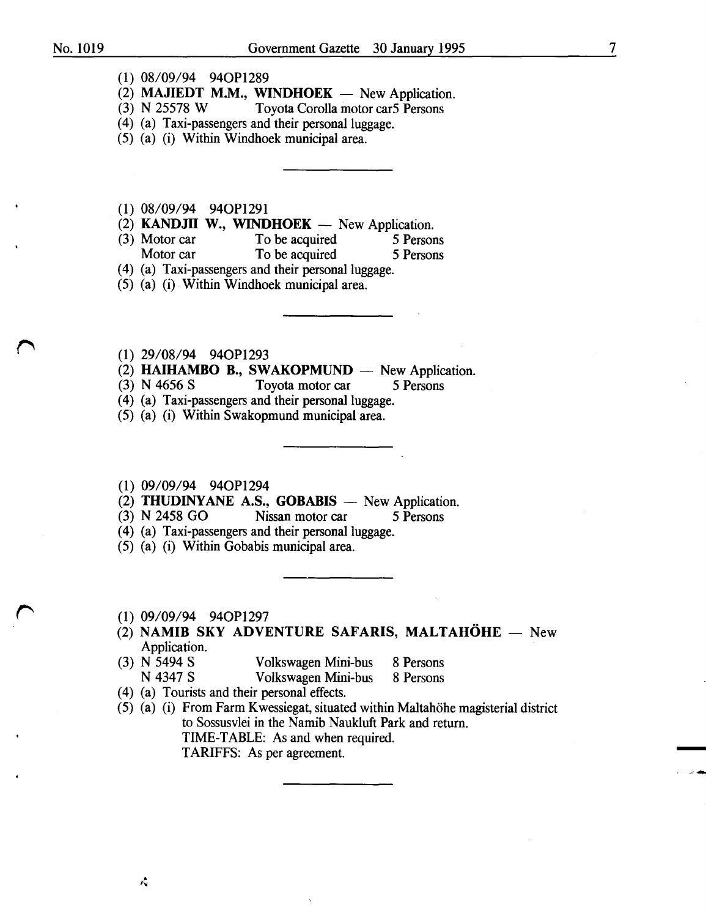(1) 08/09/94 94OP1289
(2) **MAJIEDT M.M., WINDHOEK** — New Application.
(3) N 25578 W Toyota Corolla motor car5 Persons
(4) (a) Taxi-passengers and their personal luggage.
(5) (a) (i) Within Windhoek municipal area.

---

(1) 08/09/94 94OP1291
(2) **KANDJII W., WINDHOEK** — New Application.
(3) Motor car To be acquired 5 Persons
Motor car To be acquired 5 Persons
(4) (a) Taxi-passengers and their personal luggage.
(5) (a) (i) Within Windhoek municipal area.

---

(1) 29/08/94 94OP1293
(2) **HAIHAMBO B., SWAKOPMUND** — New Application.
(3) N 4656 S Toyota motor car 5 Persons
(4) (a) Taxi-passengers and their personal luggage.
(5) (a) (i) Within Swakopmund municipal area.

---

(1) 09/09/94 94OP1294
(2) **THUDINYANE A.S., GOBABIS** — New Application.
(3) N 2458 GO Nissan motor car 5 Persons
(4) (a) Taxi-passengers and their personal luggage.
(5) (a) (i) Within Gobabis municipal area.

---

(1) 09/09/94 94OP1297
(2) **NAMIB SKY ADVENTURE SAFARIS, MALTAHÖHE** — New Application.
(3) N 5494 S Volkswagen Mini-bus 8 Persons
N 4347 S Volkswagen Mini-bus 8 Persons
(4) (a) Tourists and their personal effects.
(5) (a) (i) From Farm Kwessiegat, situated within Maltahöhe magisterial district to Sossusvlei in the Namib Naukluft Park and return.
TIME-TABLE: As and when required.
TARIFFS: As per agreement.

---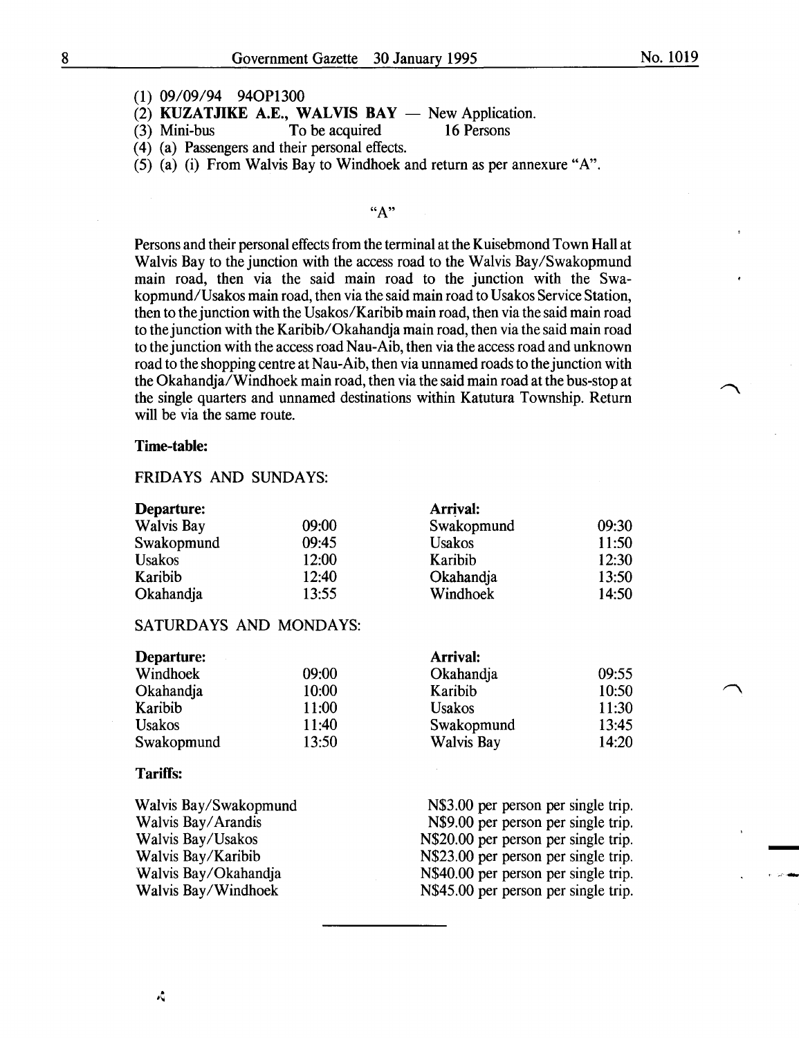(1) 09/09/94 94OP1300

(2) **KUZATJIKE A.E., WALVIS BAY** — New Application.

(3) Mini-bus To be acquired 16 Persons

(4) (a) Passengers and their personal effects.

(5) (a) (i) From Walvis Bay to Windhoek and return as per annexure "A".

"A"

Persons and their personal effects from the terminal at the Kuisebmond Town Hall at Walvis Bay to the junction with the access road to the Walvis Bay/Swakopmund main road, then via the said main road to the junction with the Swakopmund/Usakos main road, then via the said main road to Usakos Service Station, then to the junction with the Usakos/Karibib main road, then via the said main road to the junction with the Karibib/Okahandja main road, then via the said main road to the junction with the access road Nau-Aib, then via the access road and unknown road to the shopping centre at Nau-Aib, then via unnamed roads to the junction with the Okahandja/Windhoek main road, then via the said main road at the bus-stop at the single quarters and unnamed destinations within Katutura Township. Return will be via the same route.

**Time-table:**

FRIDAYS AND SUNDAYS:

| **Departure:** | | **Arrival:** | |
|---|---|---|---|
| Walvis Bay | 09:00 | Swakopmund | 09:30 |
| Swakopmund | 09:45 | Usakos | 11:50 |
| Usakos | 12:00 | Karibib | 12:30 |
| Karibib | 12:40 | Okahandja | 13:50 |
| Okahandja | 13:55 | Windhoek | 14:50 |

SATURDAYS AND MONDAYS:

| **Departure:** | | **Arrival:** | |
|---|---|---|---|
| Windhoek | 09:00 | Okahandja | 09:55 |
| Okahandja | 10:00 | Karibib | 10:50 |
| Karibib | 11:00 | Usakos | 11:30 |
| Usakos | 11:40 | Swakopmund | 13:45 |
| Swakopmund | 13:50 | Walvis Bay | 14:20 |

**Tariffs:**

| | |
|---|---|
| Walvis Bay/Swakopmund | N$3.00 per person per single trip. |
| Walvis Bay/Arandis | N$9.00 per person per single trip. |
| Walvis Bay/Usakos | N$20.00 per person per single trip. |
| Walvis Bay/Karibib | N$23.00 per person per single trip. |
| Walvis Bay/Okahandja | N$40.00 per person per single trip. |
| Walvis Bay/Windhoek | N$45.00 per person per single trip. |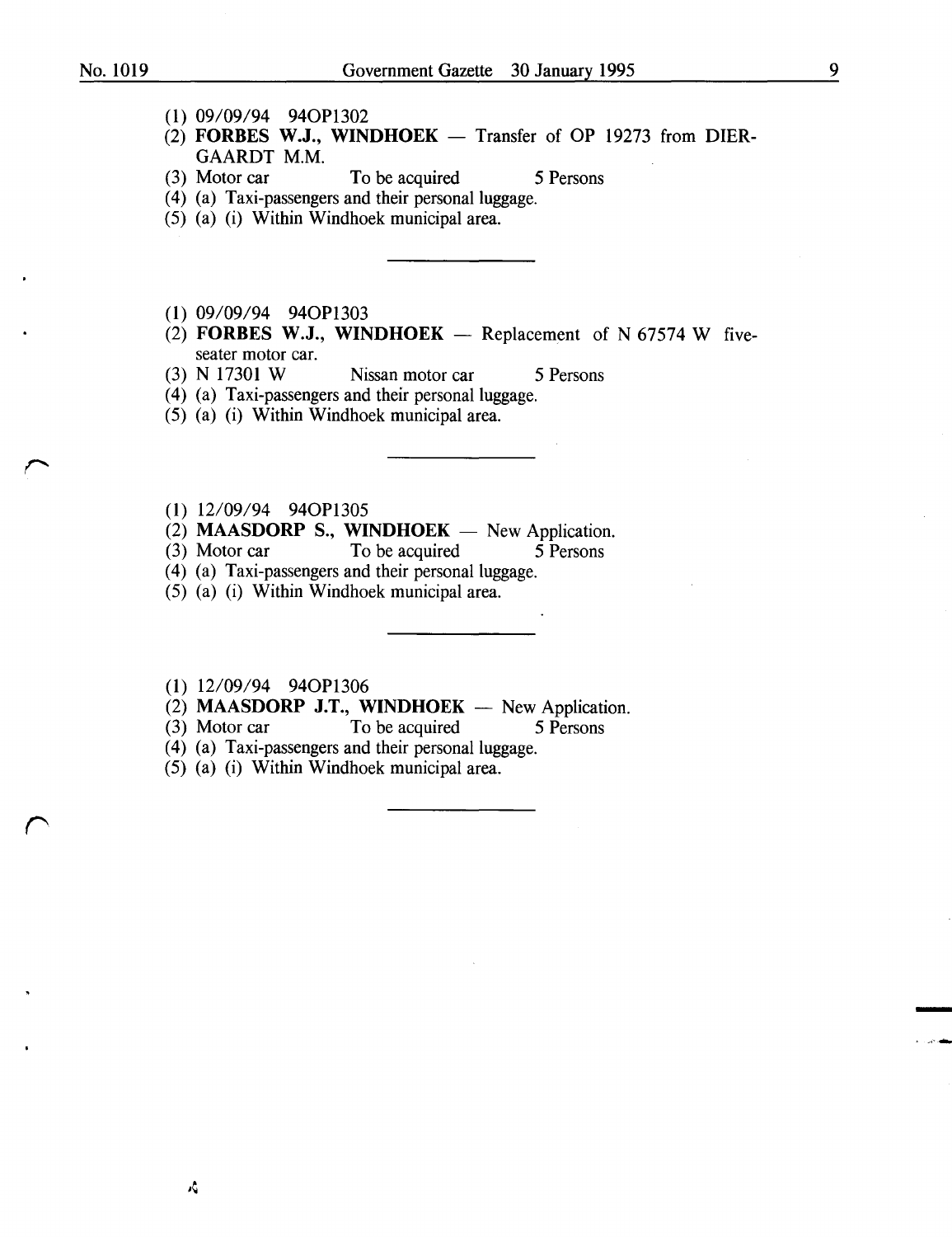(1) 09/09/94 94OP1302
(2) **FORBES W.J., WINDHOEK** — Transfer of OP 19273 from DIERGAARDT M.M.
(3) Motor car    To be acquired    5 Persons
(4) (a) Taxi-passengers and their personal luggage.
(5) (a) (i) Within Windhoek municipal area.

---

(1) 09/09/94 94OP1303
(2) **FORBES W.J., WINDHOEK** — Replacement of N 67574 W five-seater motor car.
(3) N 17301 W    Nissan motor car    5 Persons
(4) (a) Taxi-passengers and their personal luggage.
(5) (a) (i) Within Windhoek municipal area.

---

(1) 12/09/94 94OP1305
(2) **MAASDORP S., WINDHOEK** — New Application.
(3) Motor car    To be acquired    5 Persons
(4) (a) Taxi-passengers and their personal luggage.
(5) (a) (i) Within Windhoek municipal area.

---

(1) 12/09/94 94OP1306
(2) **MAASDORP J.T., WINDHOEK** — New Application.
(3) Motor car    To be acquired    5 Persons
(4) (a) Taxi-passengers and their personal luggage.
(5) (a) (i) Within Windhoek municipal area.

---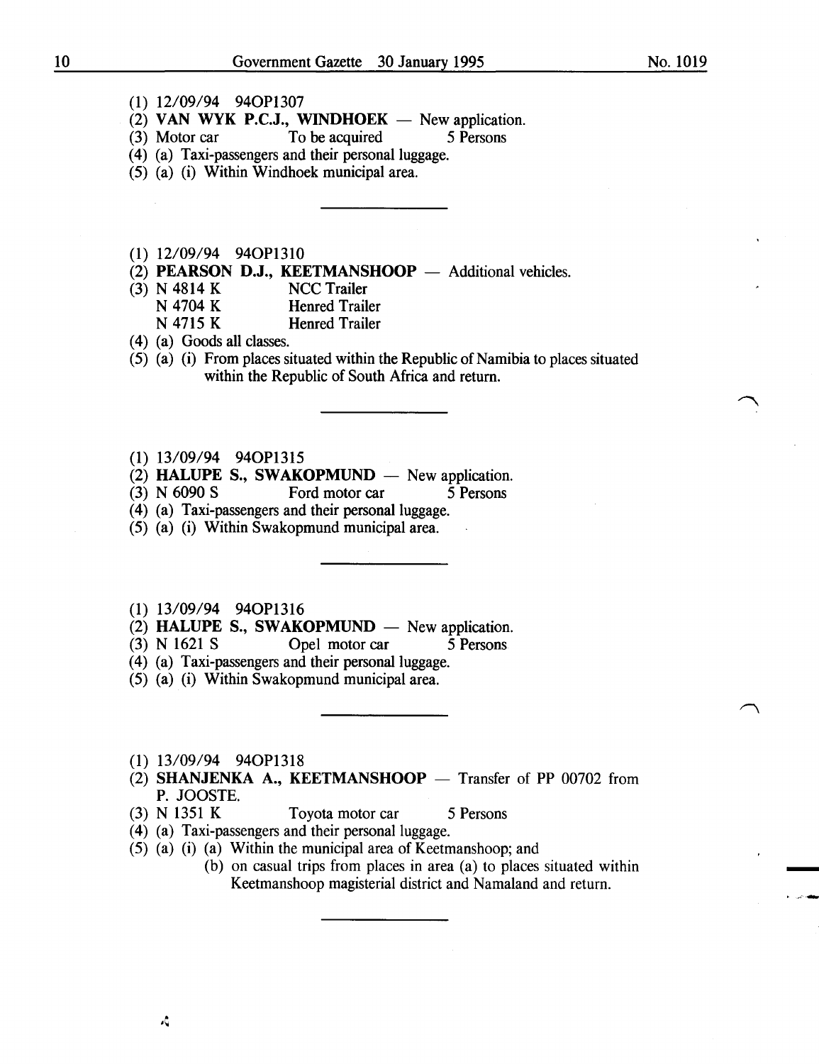(1) 12/09/94 94OP1307

(2) **VAN WYK P.C.J., WINDHOEK** — New application.

(3) Motor car To be acquired 5 Persons

(4) (a) Taxi-passengers and their personal luggage.

(5) (a) (i) Within Windhoek municipal area.

---

(1) 12/09/94 94OP1310

(2) **PEARSON D.J., KEETMANSHOOP** — Additional vehicles.

(3) N 4814 K NCC Trailer
N 4704 K Henred Trailer
N 4715 K Henred Trailer

(4) (a) Goods all classes.

(5) (a) (i) From places situated within the Republic of Namibia to places situated within the Republic of South Africa and return.

---

(1) 13/09/94 94OP1315

(2) **HALUPE S., SWAKOPMUND** — New application.

(3) N 6090 S Ford motor car 5 Persons

(4) (a) Taxi-passengers and their personal luggage.

(5) (a) (i) Within Swakopmund municipal area.

---

(1) 13/09/94 94OP1316

(2) **HALUPE S., SWAKOPMUND** — New application.

(3) N 1621 S Opel motor car 5 Persons

(4) (a) Taxi-passengers and their personal luggage.

(5) (a) (i) Within Swakopmund municipal area.

---

(1) 13/09/94 94OP1318

(2) **SHANJENKA A., KEETMANSHOOP** — Transfer of PP 00702 from P. JOOSTE.

(3) N 1351 K Toyota motor car 5 Persons

(4) (a) Taxi-passengers and their personal luggage.

(5) (a) (i) (a) Within the municipal area of Keetmanshoop; and
(b) on casual trips from places in area (a) to places situated within Keetmanshoop magisterial district and Namaland and return.

---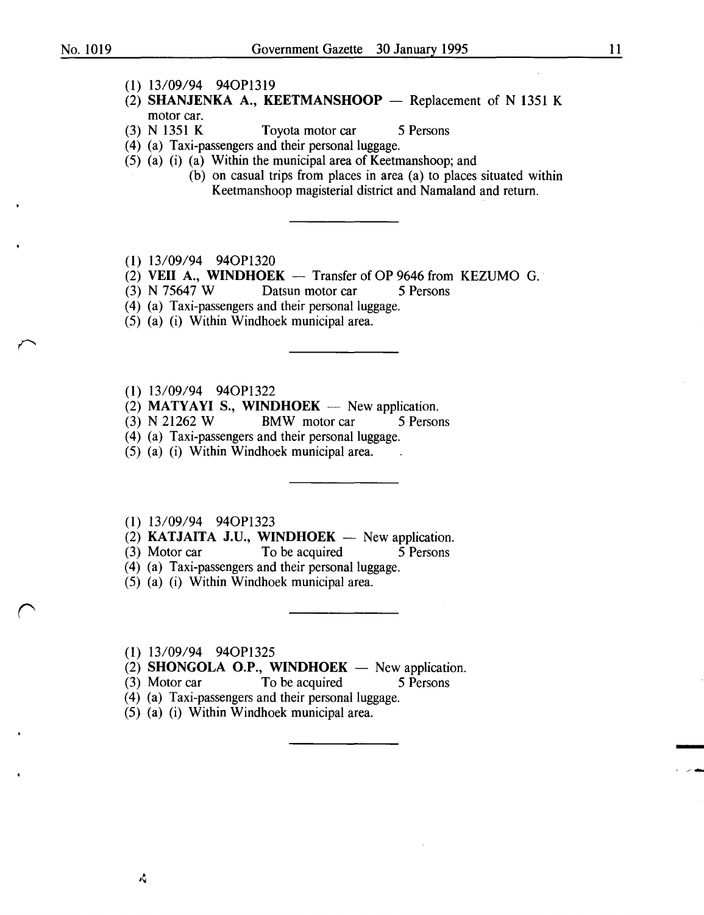(1) 13/09/94 94OP1319

(2) **SHANJENKA A., KEETMANSHOOP** — Replacement of N 1351 K motor car.

(3) N 1351 K Toyota motor car 5 Persons

(4) (a) Taxi-passengers and their personal luggage.

(5) (a) (i) (a) Within the municipal area of Keetmanshoop; and

(b) on casual trips from places in area (a) to places situated within Keetmanshoop magisterial district and Namaland and return.

---

(1) 13/09/94 94OP1320

(2) **VEII A., WINDHOEK** — Transfer of OP 9646 from KEZUMO G.

(3) N 75647 W Datsun motor car 5 Persons

(4) (a) Taxi-passengers and their personal luggage.

(5) (a) (i) Within Windhoek municipal area.

---

(1) 13/09/94 94OP1322

(2) **MATYAYI S., WINDHOEK** — New application.

(3) N 21262 W BMW motor car 5 Persons

(4) (a) Taxi-passengers and their personal luggage.

(5) (a) (i) Within Windhoek municipal area.

---

(1) 13/09/94 94OP1323

(2) **KATJAITA J.U., WINDHOEK** — New application.

(3) Motor car To be acquired 5 Persons

(4) (a) Taxi-passengers and their personal luggage.

(5) (a) (i) Within Windhoek municipal area.

---

(1) 13/09/94 94OP1325

(2) **SHONGOLA O.P., WINDHOEK** — New application.

(3) Motor car To be acquired 5 Persons

(4) (a) Taxi-passengers and their personal luggage.

(5) (a) (i) Within Windhoek municipal area.

---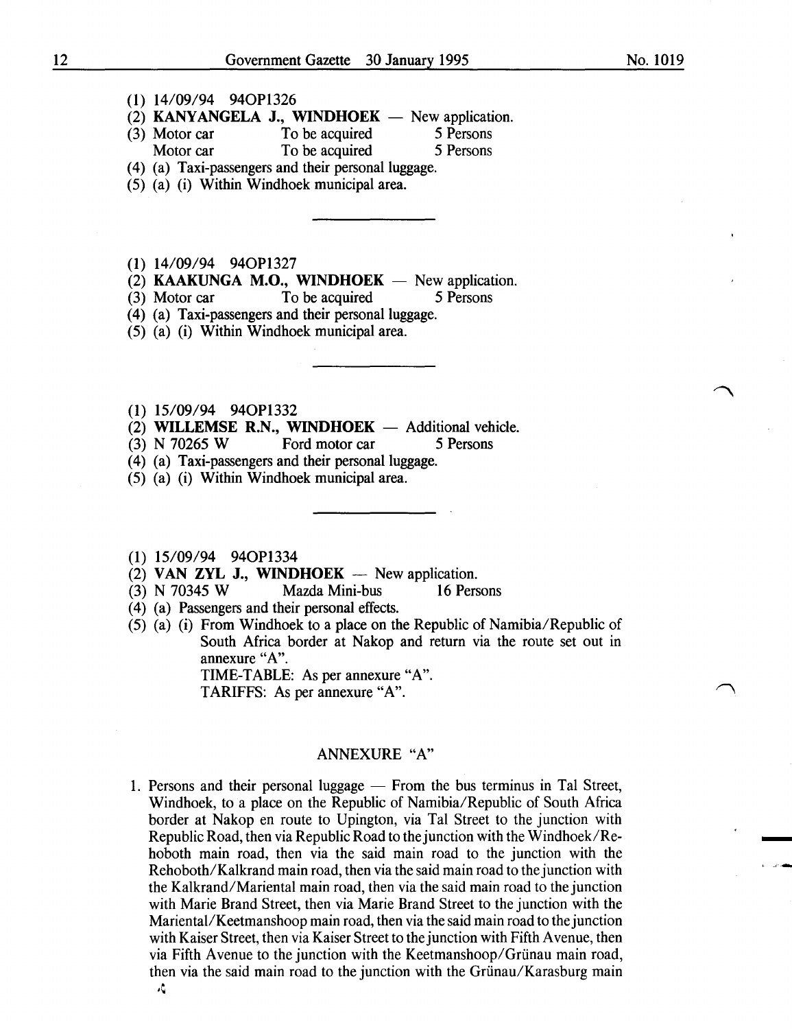(1) 14/09/94 94OP1326

(2) **KANYANGELA J., WINDHOEK** — New application.

(3) Motor car To be acquired 5 Persons
Motor car To be acquired 5 Persons

(4) (a) Taxi-passengers and their personal luggage.

(5) (a) (i) Within Windhoek municipal area.

---

(1) 14/09/94 94OP1327

(2) **KAAKUNGA M.O., WINDHOEK** — New application.

(3) Motor car To be acquired 5 Persons

(4) (a) Taxi-passengers and their personal luggage.

(5) (a) (i) Within Windhoek municipal area.

---

(1) 15/09/94 94OP1332

(2) **WILLEMSE R.N., WINDHOEK** — Additional vehicle.

(3) N 70265 W Ford motor car 5 Persons

(4) (a) Taxi-passengers and their personal luggage.

(5) (a) (i) Within Windhoek municipal area.

---

(1) 15/09/94 94OP1334

(2) **VAN ZYL J., WINDHOEK** — New application.

(3) N 70345 W Mazda Mini-bus 16 Persons

(4) (a) Passengers and their personal effects.

(5) (a) (i) From Windhoek to a place on the Republic of Namibia/Republic of South Africa border at Nakop and return via the route set out in annexure "A".
TIME-TABLE: As per annexure "A".
TARIFFS: As per annexure "A".

## ANNEXURE "A"

1. Persons and their personal luggage — From the bus terminus in Tal Street, Windhoek, to a place on the Republic of Namibia/Republic of South Africa border at Nakop en route to Upington, via Tal Street to the junction with Republic Road, then via Republic Road to the junction with the Windhoek/Rehoboth main road, then via the said main road to the junction with the Rehoboth/Kalkrand main road, then via the said main road to the junction with the Kalkrand/Mariental main road, then via the said main road to the junction with Marie Brand Street, then via Marie Brand Street to the junction with the Mariental/Keetmanshoop main road, then via the said main road to the junction with Kaiser Street, then via Kaiser Street to the junction with Fifth Avenue, then via Fifth Avenue to the junction with the Keetmanshoop/Grünau main road, then via the said main road to the junction with the Grünau/Karasburg main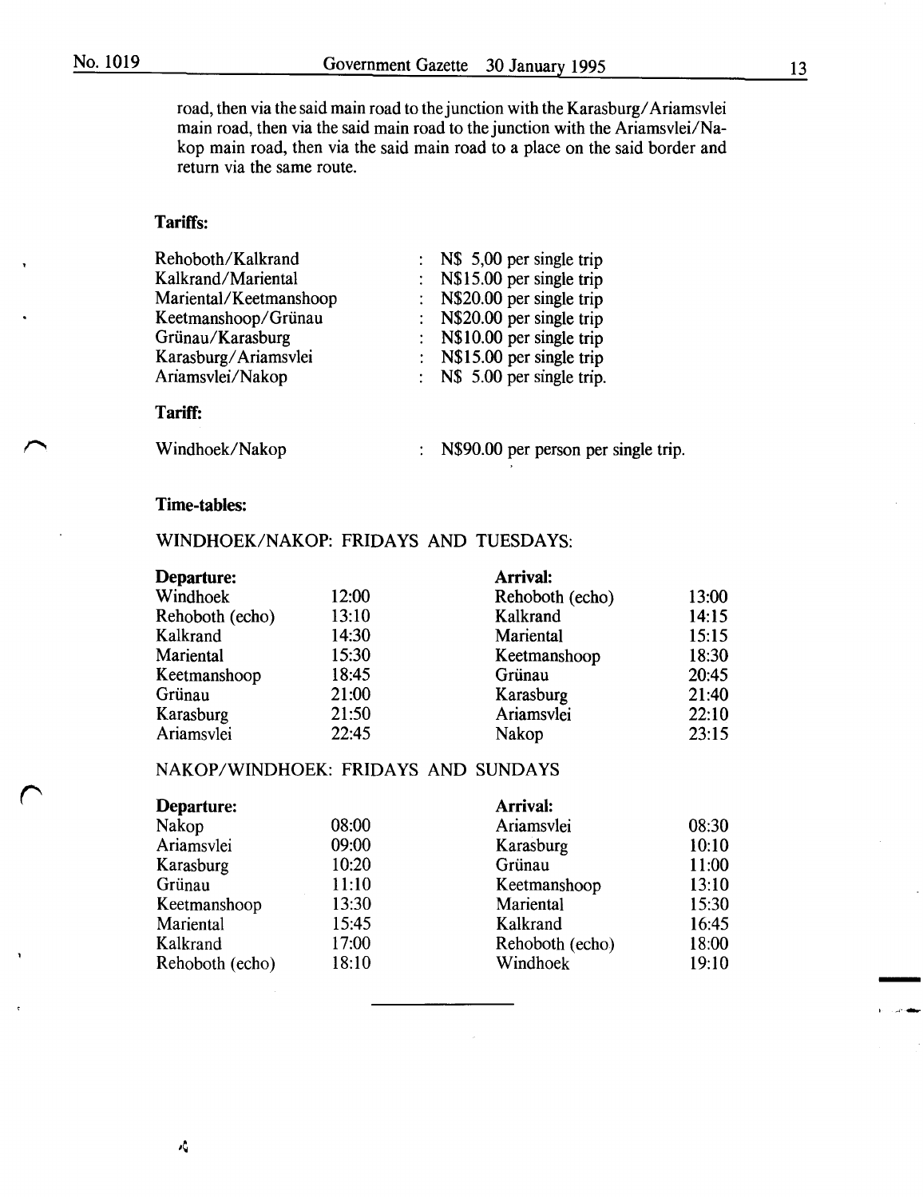road, then via the said main road to the junction with the Karasburg/Ariamsvlei main road, then via the said main road to the junction with the Ariamsvlei/Nakop main road, then via the said main road to a place on the said border and return via the same route.

**Tariffs:**

| | |
|---|---|
| Rehoboth/Kalkrand | : N$ 5,00 per single trip |
| Kalkrand/Mariental | : N$15.00 per single trip |
| Mariental/Keetmanshoop | : N$20.00 per single trip |
| Keetmanshoop/Grünau | : N$20.00 per single trip |
| Grünau/Karasburg | : N$10.00 per single trip |
| Karasburg/Ariamsvlei | : N$15.00 per single trip |
| Ariamsvlei/Nakop | : N$ 5.00 per single trip. |

**Tariff:**

Windhoek/Nakop : N$90.00 per person per single trip.

**Time-tables:**

WINDHOEK/NAKOP: FRIDAYS AND TUESDAYS:

| Departure: | | Arrival: | |
|---|---|---|---|
| Windhoek | 12:00 | Rehoboth (echo) | 13:00 |
| Rehoboth (echo) | 13:10 | Kalkrand | 14:15 |
| Kalkrand | 14:30 | Mariental | 15:15 |
| Mariental | 15:30 | Keetmanshoop | 18:30 |
| Keetmanshoop | 18:45 | Grünau | 20:45 |
| Grünau | 21:00 | Karasburg | 21:40 |
| Karasburg | 21:50 | Ariamsvlei | 22:10 |
| Ariamsvlei | 22:45 | Nakop | 23:15 |

NAKOP/WINDHOEK: FRIDAYS AND SUNDAYS

| Departure: | | Arrival: | |
|---|---|---|---|
| Nakop | 08:00 | Ariamsvlei | 08:30 |
| Ariamsvlei | 09:00 | Karasburg | 10:10 |
| Karasburg | 10:20 | Grünau | 11:00 |
| Grünau | 11:10 | Keetmanshoop | 13:10 |
| Keetmanshoop | 13:30 | Mariental | 15:30 |
| Mariental | 15:45 | Kalkrand | 16:45 |
| Kalkrand | 17:00 | Rehoboth (echo) | 18:00 |
| Rehoboth (echo) | 18:10 | Windhoek | 19:10 |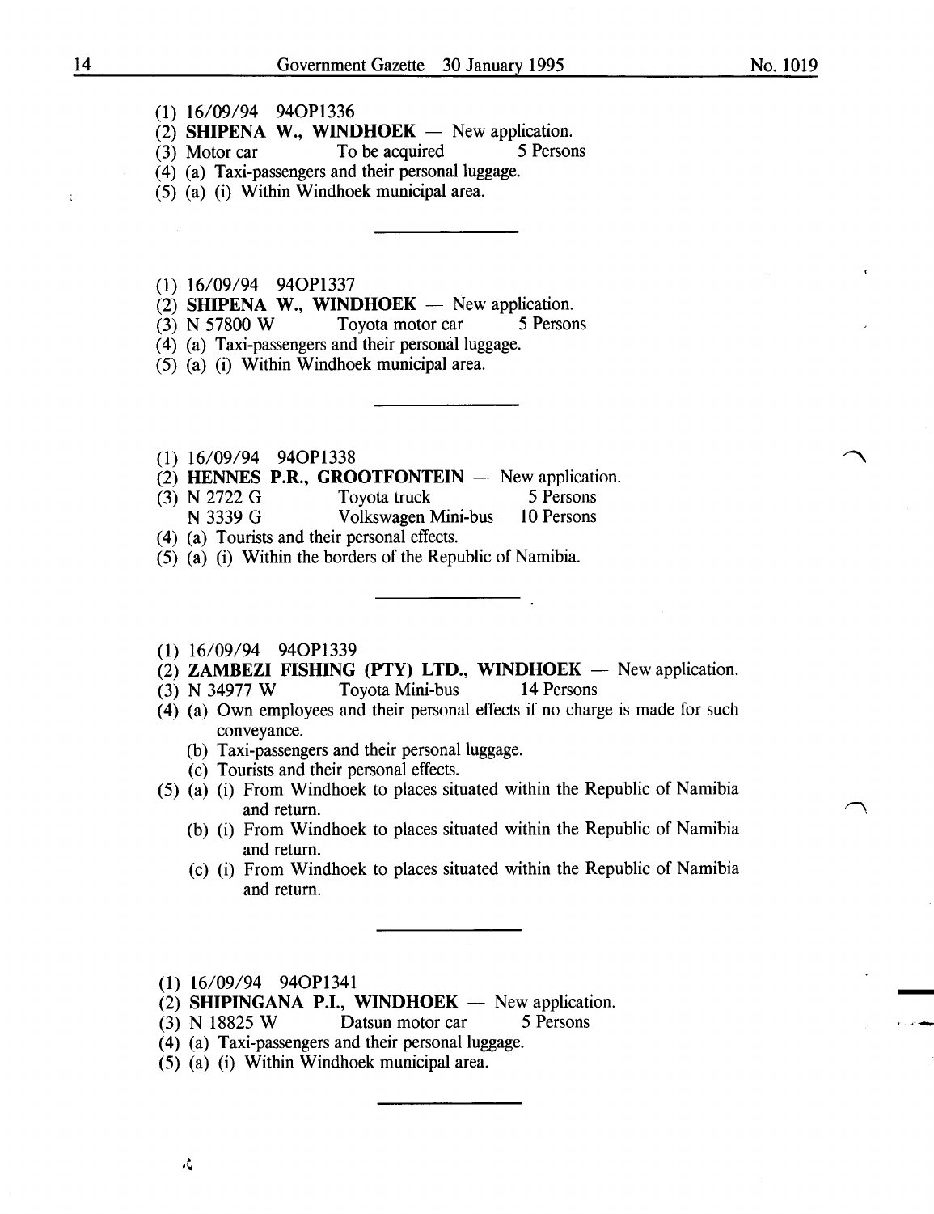(1) 16/09/94 94OP1336
(2) **SHIPENA W., WINDHOEK** — New application.
(3) Motor car  To be acquired  5 Persons
(4) (a) Taxi-passengers and their personal luggage.
(5) (a) (i) Within Windhoek municipal area.

---

(1) 16/09/94 94OP1337
(2) **SHIPENA W., WINDHOEK** — New application.
(3) N 57800 W  Toyota motor car  5 Persons
(4) (a) Taxi-passengers and their personal luggage.
(5) (a) (i) Within Windhoek municipal area.

---

(1) 16/09/94 94OP1338
(2) **HENNES P.R., GROOTFONTEIN** — New application.
(3) N 2722 G  Toyota truck  5 Persons
N 3339 G  Volkswagen Mini-bus  10 Persons
(4) (a) Tourists and their personal effects.
(5) (a) (i) Within the borders of the Republic of Namibia.

---

(1) 16/09/94 94OP1339
(2) **ZAMBEZI FISHING (PTY) LTD., WINDHOEK** — New application.
(3) N 34977 W  Toyota Mini-bus  14 Persons
(4) (a) Own employees and their personal effects if no charge is made for such conveyance.
(b) Taxi-passengers and their personal luggage.
(c) Tourists and their personal effects.
(5) (a) (i) From Windhoek to places situated within the Republic of Namibia and return.
(b) (i) From Windhoek to places situated within the Republic of Namibia and return.
(c) (i) From Windhoek to places situated within the Republic of Namibia and return.

---

(1) 16/09/94 94OP1341
(2) **SHIPINGANA P.I., WINDHOEK** — New application.
(3) N 18825 W  Datsun motor car  5 Persons
(4) (a) Taxi-passengers and their personal luggage.
(5) (a) (i) Within Windhoek municipal area.

---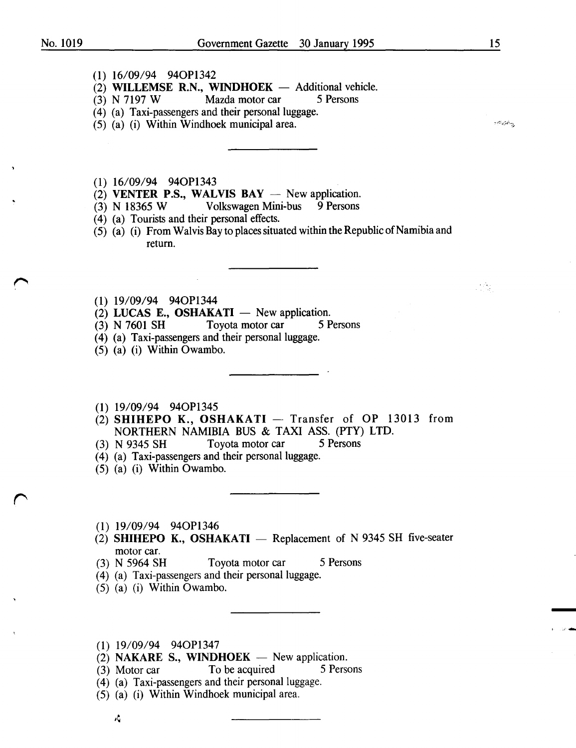(1) 16/09/94 94OP1342
(2) **WILLEMSE R.N., WINDHOEK** — Additional vehicle.
(3) N 7197 W   Mazda motor car   5 Persons
(4) (a) Taxi-passengers and their personal luggage.
(5) (a) (i) Within Windhoek municipal area.

---

(1) 16/09/94 94OP1343
(2) **VENTER P.S., WALVIS BAY** — New application.
(3) N 18365 W   Volkswagen Mini-bus   9 Persons
(4) (a) Tourists and their personal effects.
(5) (a) (i) From Walvis Bay to places situated within the Republic of Namibia and return.

---

(1) 19/09/94 94OP1344
(2) **LUCAS E., OSHAKATI** — New application.
(3) N 7601 SH   Toyota motor car   5 Persons
(4) (a) Taxi-passengers and their personal luggage.
(5) (a) (i) Within Owambo.

---

(1) 19/09/94 94OP1345
(2) **SHIHEPO K., OSHAKATI** — Transfer of OP 13013 from NORTHERN NAMIBIA BUS & TAXI ASS. (PTY) LTD.
(3) N 9345 SH   Toyota motor car   5 Persons
(4) (a) Taxi-passengers and their personal luggage.
(5) (a) (i) Within Owambo.

---

(1) 19/09/94 94OP1346
(2) **SHIHEPO K., OSHAKATI** — Replacement of N 9345 SH five-seater motor car.
(3) N 5964 SH   Toyota motor car   5 Persons
(4) (a) Taxi-passengers and their personal luggage.
(5) (a) (i) Within Owambo.

---

(1) 19/09/94 94OP1347
(2) **NAKARE S., WINDHOEK** — New application.
(3) Motor car   To be acquired   5 Persons
(4) (a) Taxi-passengers and their personal luggage.
(5) (a) (i) Within Windhoek municipal area.

---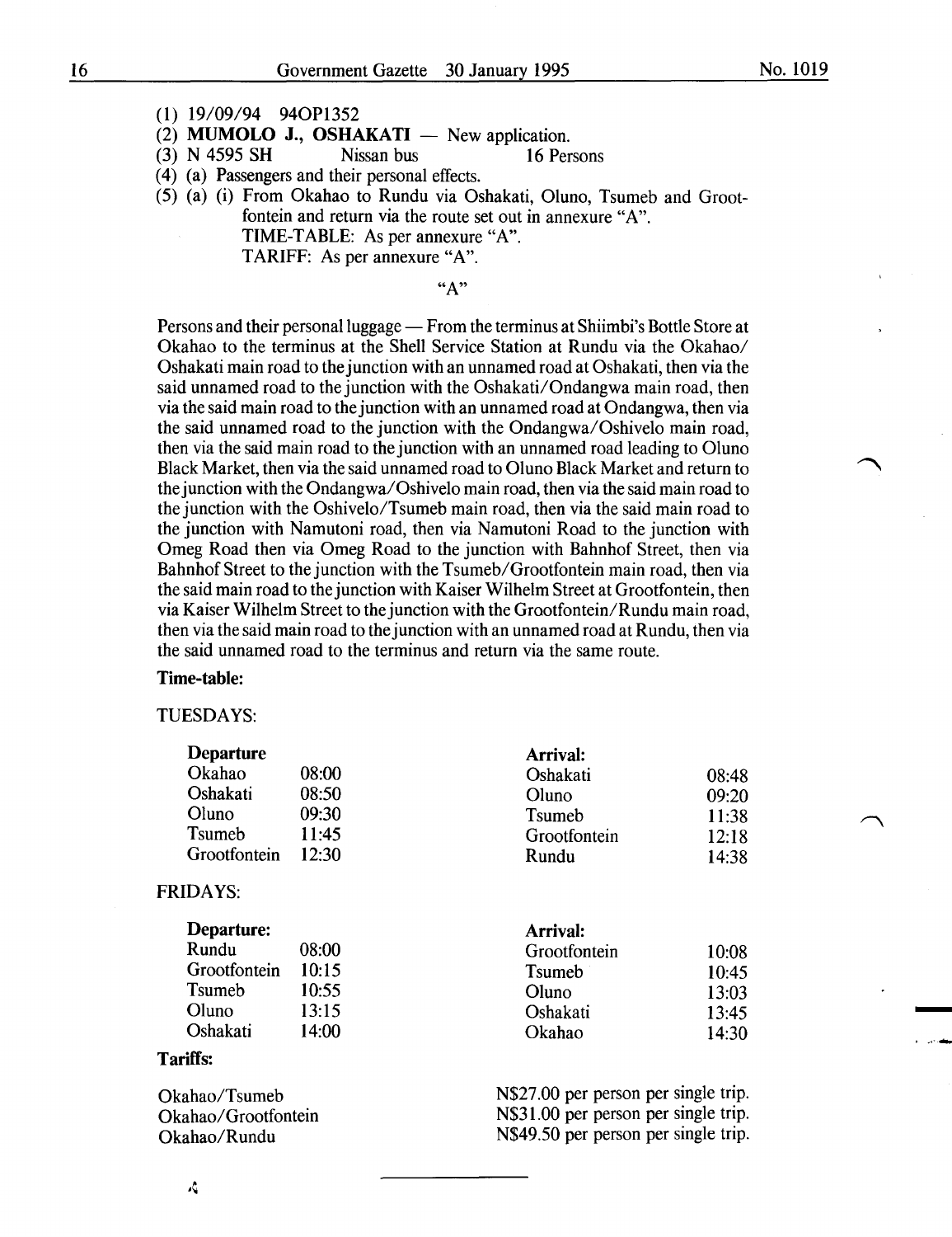(1) 19/09/94 94OP1352

(2) **MUMOLO J., OSHAKATI** — New application.

(3) N 4595 SH Nissan bus 16 Persons

(4) (a) Passengers and their personal effects.

(5) (a) (i) From Okahao to Rundu via Oshakati, Oluno, Tsumeb and Grootfontein and return via the route set out in annexure "A".
TIME-TABLE: As per annexure "A".
TARIFF: As per annexure "A".

"A"

Persons and their personal luggage — From the terminus at Shiimbi's Bottle Store at Okahao to the terminus at the Shell Service Station at Rundu via the Okahao/Oshakati main road to the junction with an unnamed road at Oshakati, then via the said unnamed road to the junction with the Oshakati/Ondangwa main road, then via the said main road to the junction with an unnamed road at Ondangwa, then via the said unnamed road to the junction with the Ondangwa/Oshivelo main road, then via the said main road to the junction with an unnamed road leading to Oluno Black Market, then via the said unnamed road to Oluno Black Market and return to the junction with the Ondangwa/Oshivelo main road, then via the said main road to the junction with the Oshivelo/Tsumeb main road, then via the said main road to the junction with Namutoni road, then via Namutoni Road to the junction with Omeg Road then via Omeg Road to the junction with Bahnhof Street, then via Bahnhof Street to the junction with the Tsumeb/Grootfontein main road, then via the said main road to the junction with Kaiser Wilhelm Street at Grootfontein, then via Kaiser Wilhelm Street to the junction with the Grootfontein/Rundu main road, then via the said main road to the junction with an unnamed road at Rundu, then via the said unnamed road to the terminus and return via the same route.

**Time-table:**

TUESDAYS:

| **Departure** | | **Arrival:** | |
|---|---|---|---|
| Okahao | 08:00 | Oshakati | 08:48 |
| Oshakati | 08:50 | Oluno | 09:20 |
| Oluno | 09:30 | Tsumeb | 11:38 |
| Tsumeb | 11:45 | Grootfontein | 12:18 |
| Grootfontein | 12:30 | Rundu | 14:38 |

FRIDAYS:

| **Departure:** | | **Arrival:** | |
|---|---|---|---|
| Rundu | 08:00 | Grootfontein | 10:08 |
| Grootfontein | 10:15 | Tsumeb | 10:45 |
| Tsumeb | 10:55 | Oluno | 13:03 |
| Oluno | 13:15 | Oshakati | 13:45 |
| Oshakati | 14:00 | Okahao | 14:30 |

**Tariffs:**

| | |
|---|---|
| Okahao/Tsumeb | N$27.00 per person per single trip. |
| Okahao/Grootfontein | N$31.00 per person per single trip. |
| Okahao/Rundu | N$49.50 per person per single trip. |